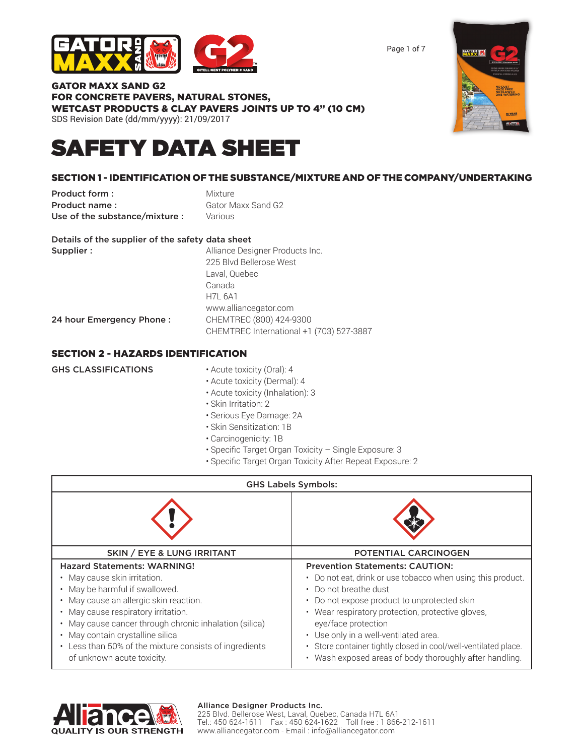# GATOR MAXX SAND G2
# FOR CONCRETE PAVERS, NATURAL STONES, WETCAST PRODUCTS & CLAY PAVERS JOINTS UP TO 4" (10 CM)

SDS Revision Date (dd/mm/yyyy): 21/09/2017

# SAFETY DATA SHEET

## SECTION 1 - IDENTIFICATION OF THE SUBSTANCE/MIXTURE AND OF THE COMPANY/UNDERTAKING

**Product form :** Mixture
**Product name :** Gator Maxx Sand G2
**Use of the substance/mixture :** Various

**Details of the supplier of the safety data sheet**

**Supplier :** Alliance Designer Products Inc.
225 Blvd Bellerose West
Laval, Quebec
Canada
H7L 6A1
www.alliancegator.com

**24 hour Emergency Phone :** CHEMTREC (800) 424-9300
CHEMTREC International +1 (703) 527-3887

## SECTION 2 - HAZARDS IDENTIFICATION

**GHS CLASSIFICATIONS**

- Acute toxicity (Oral): 4
- Acute toxicity (Dermal): 4
- Acute toxicity (Inhalation): 3
- Skin Irritation: 2
- Serious Eye Damage: 2A
- Skin Sensitization: 1B
- Carcinogenicity: 1B
- Specific Target Organ Toxicity – Single Exposure: 3
- Specific Target Organ Toxicity After Repeat Exposure: 2

| GHS Labels Symbols: | |
|---|---|
| SKIN / EYE & LUNG IRRITANT | POTENTIAL CARCINOGEN |
| **Hazard Statements: WARNING!**<br>• May cause skin irritation.<br>• May be harmful if swallowed.<br>• May cause an allergic skin reaction.<br>• May cause respiratory irritation.<br>• May cause cancer through chronic inhalation (silica)<br>• May contain crystalline silica<br>• Less than 50% of the mixture consists of ingredients of unknown acute toxicity. | **Prevention Statements: CAUTION:**<br>• Do not eat, drink or use tobacco when using this product.<br>• Do not breathe dust<br>• Do not expose product to unprotected skin<br>• Wear respiratory protection, protective gloves, eye/face protection<br>• Use only in a well-ventilated area.<br>• Store container tightly closed in cool/well-ventilated place.<br>• Wash exposed areas of body thoroughly after handling. |

Alliance Designer Products Inc.
225 Blvd. Bellerose West, Laval, Quebec, Canada H7L 6A1
Tel.: 450 624-1611 Fax : 450 624-1622 Toll free : 1 866-212-1611
www.alliancegator.com - Email : info@alliancegator.com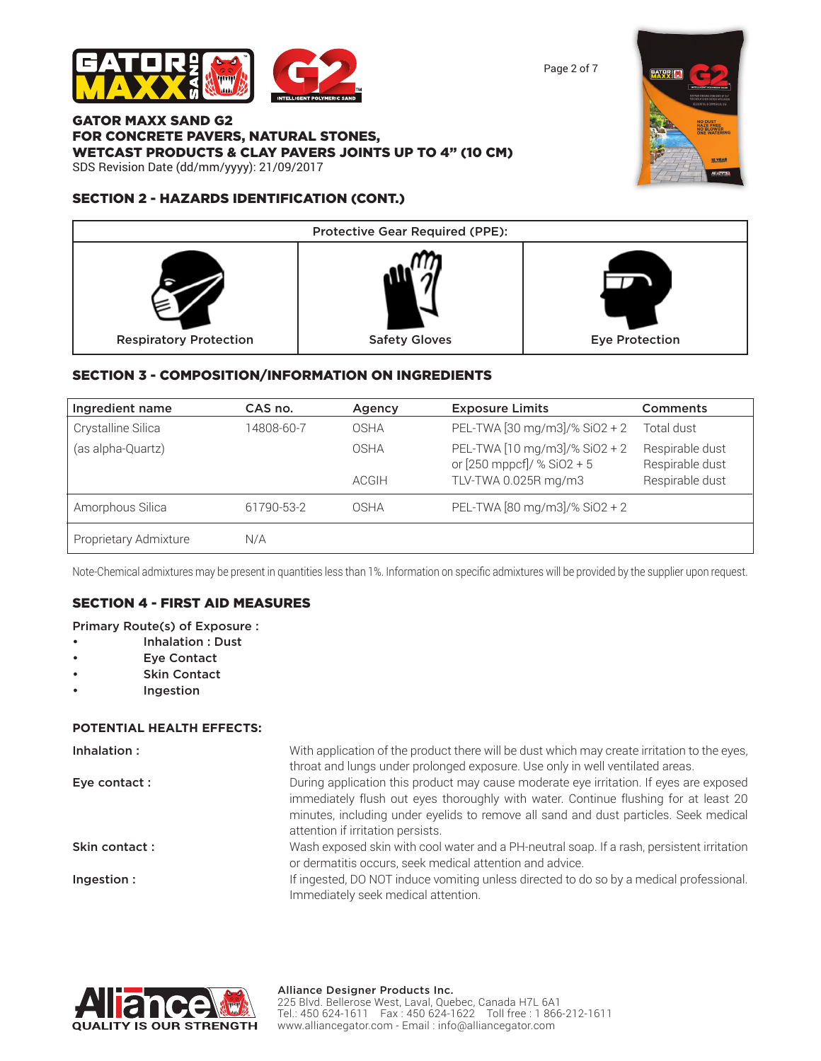**GATOR MAXX SAND G2**
**FOR CONCRETE PAVERS, NATURAL STONES,**
**WETCAST PRODUCTS & CLAY PAVERS JOINTS UP TO 4" (10 CM)**
SDS Revision Date (dd/mm/yyyy): 21/09/2017

## SECTION 2 - HAZARDS IDENTIFICATION (CONT.)

| Protective Gear Required (PPE): | | |
|---|---|---|
| Respiratory Protection | Safety Gloves | Eye Protection |

## SECTION 3 - COMPOSITION/INFORMATION ON INGREDIENTS

| Ingredient name | CAS no. | Agency | Exposure Limits | Comments |
|---|---|---|---|---|
| Crystalline Silica | 14808-60-7 | OSHA | PEL-TWA [30 mg/m3]/% SiO2 + 2 | Total dust |
| (as alpha-Quartz) | | OSHA | PEL-TWA [10 mg/m3]/% SiO2 + 2 or [250 mppcf]/ % SiO2 + 5 | Respirable dust Respirable dust |
| | | ACGIH | TLV-TWA 0.025R mg/m3 | Respirable dust |
| Amorphous Silica | 61790-53-2 | OSHA | PEL-TWA [80 mg/m3]/% SiO2 + 2 | |
| Proprietary Admixture | N/A | | | |

Note-Chemical admixtures may be present in quantities less than 1%. Information on specific admixtures will be provided by the supplier upon request.

## SECTION 4 - FIRST AID MEASURES

**Primary Route(s) of Exposure :**

- **Inhalation : Dust**
- **Eye Contact**
- **Skin Contact**
- **Ingestion**

**POTENTIAL HEALTH EFFECTS:**

**Inhalation :** With application of the product there will be dust which may create irritation to the eyes, throat and lungs under prolonged exposure. Use only in well ventilated areas.

**Eye contact :** During application this product may cause moderate eye irritation. If eyes are exposed immediately flush out eyes thoroughly with water. Continue flushing for at least 20 minutes, including under eyelids to remove all sand and dust particles. Seek medical attention if irritation persists.

**Skin contact :** Wash exposed skin with cool water and a PH-neutral soap. If a rash, persistent irritation or dermatitis occurs, seek medical attention and advice.

**Ingestion :** If ingested, DO NOT induce vomiting unless directed to do so by a medical professional. Immediately seek medical attention.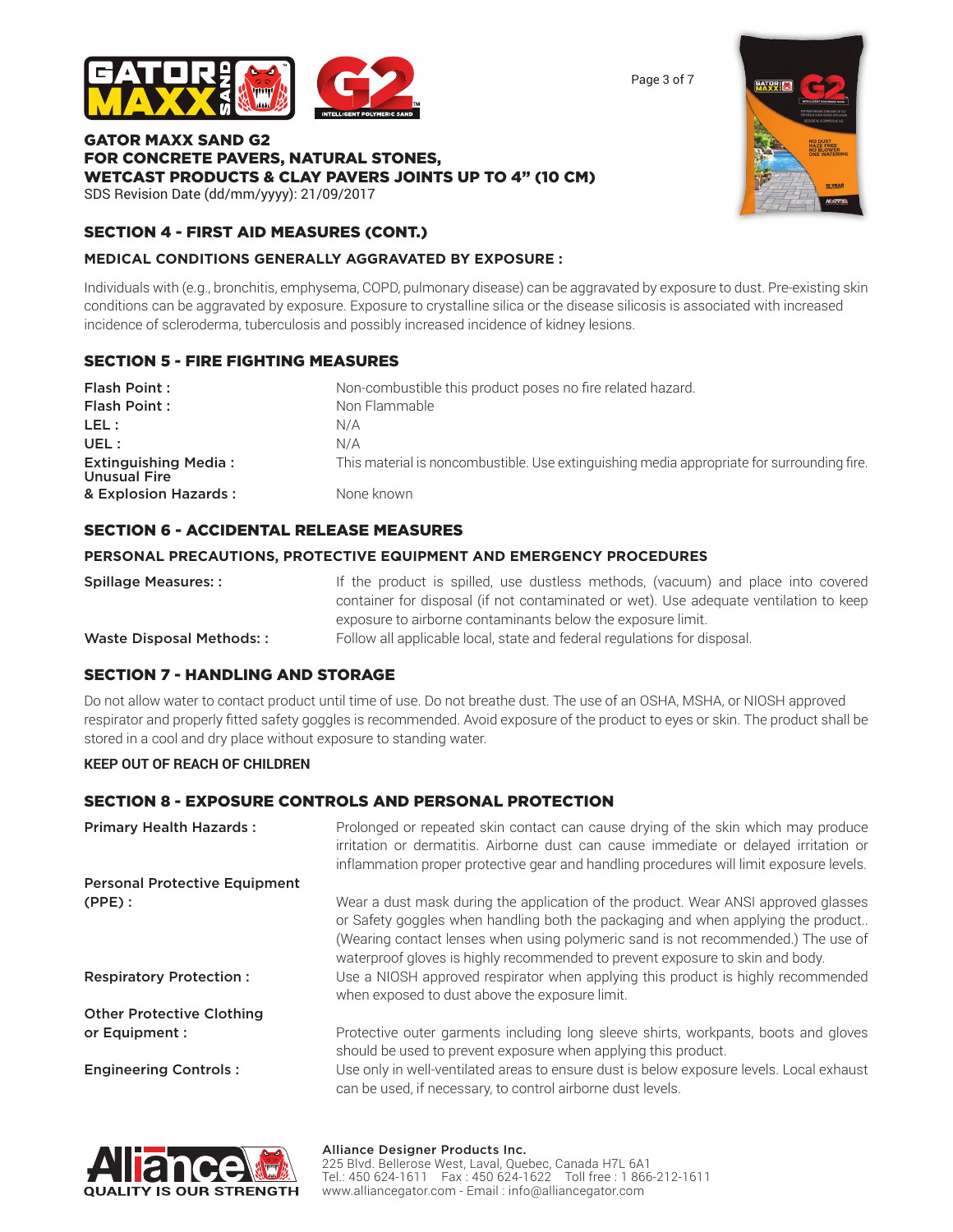## SECTION 4 - FIRST AID MEASURES (CONT.)

### MEDICAL CONDITIONS GENERALLY AGGRAVATED BY EXPOSURE :

Individuals with (e.g., bronchitis, emphysema, COPD, pulmonary disease) can be aggravated by exposure to dust. Pre-existing skin conditions can be aggravated by exposure. Exposure to crystalline silica or the disease silicosis is associated with increased incidence of scleroderma, tuberculosis and possibly increased incidence of kidney lesions.

## SECTION 5 - FIRE FIGHTING MEASURES

| | |
|---|---|
| **Flash Point :** | Non-combustible this product poses no fire related hazard. |
| **Flash Point :** | Non Flammable |
| **LEL :** | N/A |
| **UEL :** | N/A |
| **Extinguishing Media :** | This material is noncombustible. Use extinguishing media appropriate for surrounding fire. |
| **Unusual Fire & Explosion Hazards :** | None known |

## SECTION 6 - ACCIDENTAL RELEASE MEASURES

### PERSONAL PRECAUTIONS, PROTECTIVE EQUIPMENT AND EMERGENCY PROCEDURES

| | |
|---|---|
| **Spillage Measures: :** | If the product is spilled, use dustless methods, (vacuum) and place into covered container for disposal (if not contaminated or wet). Use adequate ventilation to keep exposure to airborne contaminants below the exposure limit. |
| **Waste Disposal Methods: :** | Follow all applicable local, state and federal regulations for disposal. |

## SECTION 7 - HANDLING AND STORAGE

Do not allow water to contact product until time of use. Do not breathe dust. The use of an OSHA, MSHA, or NIOSH approved respirator and properly fitted safety goggles is recommended. Avoid exposure of the product to eyes or skin. The product shall be stored in a cool and dry place without exposure to standing water.

**KEEP OUT OF REACH OF CHILDREN**

## SECTION 8 - EXPOSURE CONTROLS AND PERSONAL PROTECTION

| | |
|---|---|
| **Primary Health Hazards :** | Prolonged or repeated skin contact can cause drying of the skin which may produce irritation or dermatitis. Airborne dust can cause immediate or delayed irritation or inflammation proper protective gear and handling procedures will limit exposure levels. |
| **Personal Protective Equipment (PPE) :** | Wear a dust mask during the application of the product. Wear ANSI approved glasses or Safety goggles when handling both the packaging and when applying the product.. (Wearing contact lenses when using polymeric sand is not recommended.) The use of waterproof gloves is highly recommended to prevent exposure to skin and body. |
| **Respiratory Protection :** | Use a NIOSH approved respirator when applying this product is highly recommended when exposed to dust above the exposure limit. |
| **Other Protective Clothing or Equipment :** | Protective outer garments including long sleeve shirts, workpants, boots and gloves should be used to prevent exposure when applying this product. |
| **Engineering Controls :** | Use only in well-ventilated areas to ensure dust is below exposure levels. Local exhaust can be used, if necessary, to control airborne dust levels. |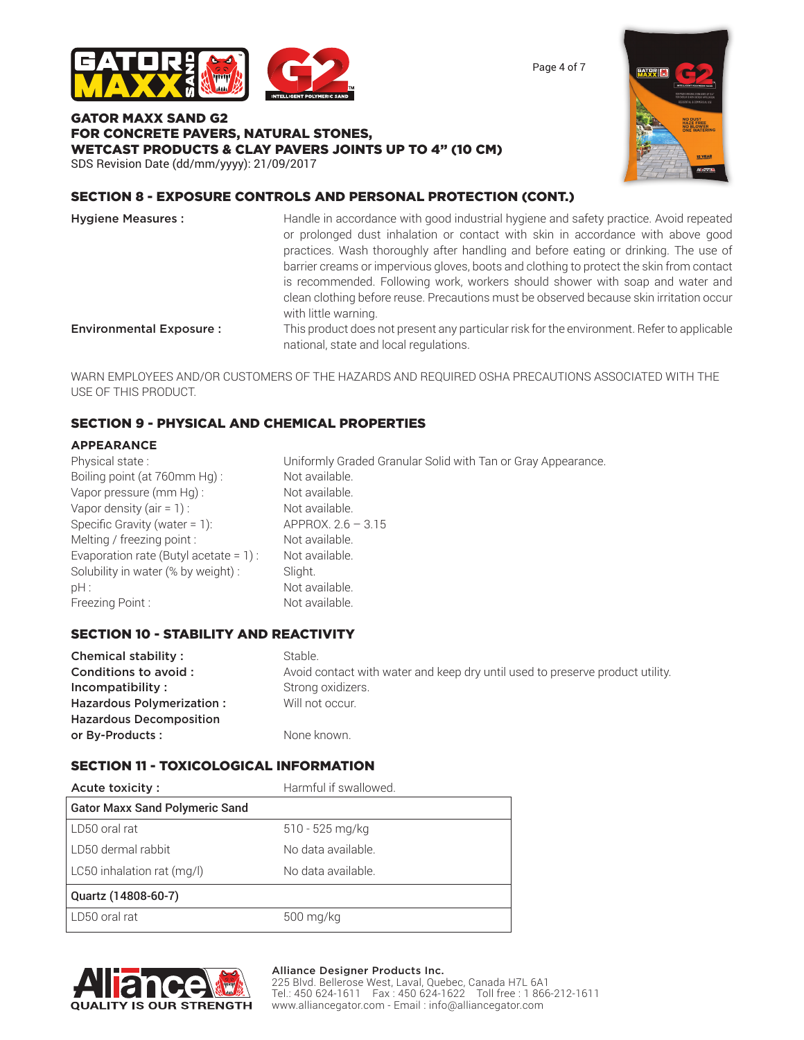## SECTION 8 - EXPOSURE CONTROLS AND PERSONAL PROTECTION (CONT.)

| | |
|---|---|
| **Hygiene Measures :** | Handle in accordance with good industrial hygiene and safety practice. Avoid repeated or prolonged dust inhalation or contact with skin in accordance with above good practices. Wash thoroughly after handling and before eating or drinking. The use of barrier creams or impervious gloves, boots and clothing to protect the skin from contact is recommended. Following work, workers should shower with soap and water and clean clothing before reuse. Precautions must be observed because skin irritation occur with little warning. |
| **Environmental Exposure :** | This product does not present any particular risk for the environment. Refer to applicable national, state and local regulations. |

WARN EMPLOYEES AND/OR CUSTOMERS OF THE HAZARDS AND REQUIRED OSHA PRECAUTIONS ASSOCIATED WITH THE USE OF THIS PRODUCT.

## SECTION 9 - PHYSICAL AND CHEMICAL PROPERTIES

### APPEARANCE

| | |
|---|---|
| Physical state : | Uniformly Graded Granular Solid with Tan or Gray Appearance. |
| Boiling point (at 760mm Hg) : | Not available. |
| Vapor pressure (mm Hg) : | Not available. |
| Vapor density (air = 1) : | Not available. |
| Specific Gravity (water = 1): | APPROX. 2.6 – 3.15 |
| Melting / freezing point : | Not available. |
| Evaporation rate (Butyl acetate = 1) : | Not available. |
| Solubility in water (% by weight) : | Slight. |
| pH : | Not available. |
| Freezing Point : | Not available. |

## SECTION 10 - STABILITY AND REACTIVITY

| | |
|---|---|
| **Chemical stability :** | Stable. |
| **Conditions to avoid :** | Avoid contact with water and keep dry until used to preserve product utility. |
| **Incompatibility :** | Strong oxidizers. |
| **Hazardous Polymerization :** | Will not occur. |
| **Hazardous Decomposition or By-Products :** | None known. |

## SECTION 11 - TOXICOLOGICAL INFORMATION

**Acute toxicity :** Harmful if swallowed.

| **Gator Maxx Sand Polymeric Sand** | |
|---|---|
| LD50 oral rat | 510 - 525 mg/kg |
| LD50 dermal rabbit | No data available. |
| LC50 inhalation rat (mg/l) | No data available. |
| **Quartz (14808-60-7)** | |
| LD50 oral rat | 500 mg/kg |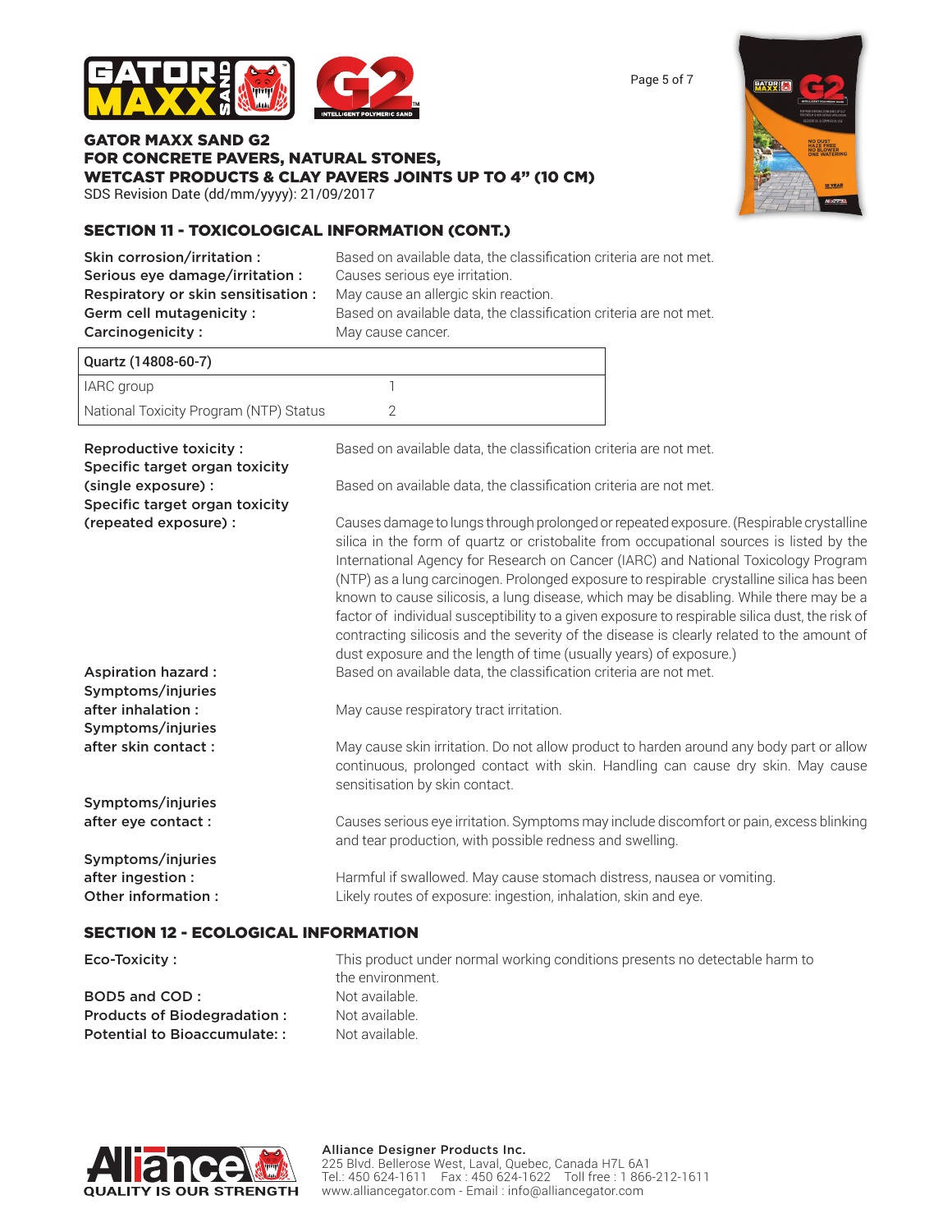## SECTION 11 - TOXICOLOGICAL INFORMATION (CONT.)

**Skin corrosion/irritation :** Based on available data, the classification criteria are not met.
**Serious eye damage/irritation :** Causes serious eye irritation.
**Respiratory or skin sensitisation :** May cause an allergic skin reaction.
**Germ cell mutagenicity :** Based on available data, the classification criteria are not met.
**Carcinogenicity :** May cause cancer.

| Quartz (14808-60-7) | |
|---|---|
| IARC group | 1 |
| National Toxicity Program (NTP) Status | 2 |

**Reproductive toxicity :** Based on available data, the classification criteria are not met.

**Specific target organ toxicity (single exposure) :** Based on available data, the classification criteria are not met.

**Specific target organ toxicity (repeated exposure) :** Causes damage to lungs through prolonged or repeated exposure. (Respirable crystalline silica in the form of quartz or cristobalite from occupational sources is listed by the International Agency for Research on Cancer (IARC) and National Toxicology Program (NTP) as a lung carcinogen. Prolonged exposure to respirable crystalline silica has been known to cause silicosis, a lung disease, which may be disabling. While there may be a factor of individual susceptibility to a given exposure to respirable silica dust, the risk of contracting silicosis and the severity of the disease is clearly related to the amount of dust exposure and the length of time (usually years) of exposure.)

**Aspiration hazard :** Based on available data, the classification criteria are not met.

**Symptoms/injuries after inhalation :** May cause respiratory tract irritation.

**Symptoms/injuries after skin contact :** May cause skin irritation. Do not allow product to harden around any body part or allow continuous, prolonged contact with skin. Handling can cause dry skin. May cause sensitisation by skin contact.

**Symptoms/injuries after eye contact :** Causes serious eye irritation. Symptoms may include discomfort or pain, excess blinking and tear production, with possible redness and swelling.

**Symptoms/injuries after ingestion :** Harmful if swallowed. May cause stomach distress, nausea or vomiting.

**Other information :** Likely routes of exposure: ingestion, inhalation, skin and eye.

## SECTION 12 - ECOLOGICAL INFORMATION

**Eco-Toxicity :** This product under normal working conditions presents no detectable harm to the environment.

**BOD5 and COD :** Not available.
**Products of Biodegradation :** Not available.
**Potential to Bioaccumulate: :** Not available.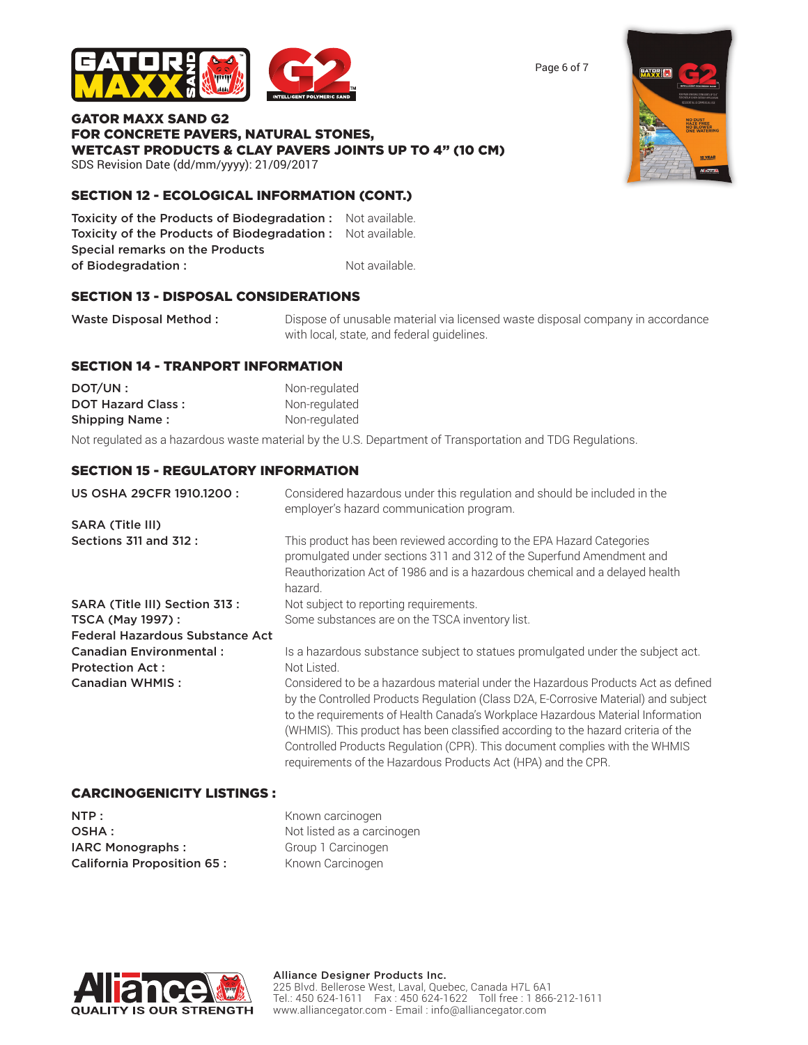## SECTION 12 - ECOLOGICAL INFORMATION (CONT.)

| | |
|---|---|
| **Toxicity of the Products of Biodegradation :** | Not available. |
| **Toxicity of the Products of Biodegradation :** | Not available. |
| **Special remarks on the Products of Biodegradation :** | Not available. |

## SECTION 13 - DISPOSAL CONSIDERATIONS

| | |
|---|---|
| **Waste Disposal Method :** | Dispose of unusable material via licensed waste disposal company in accordance with local, state, and federal guidelines. |

## SECTION 14 - TRANPORT INFORMATION

| | |
|---|---|
| **DOT/UN :** | Non-regulated |
| **DOT Hazard Class :** | Non-regulated |
| **Shipping Name :** | Non-regulated |

Not regulated as a hazardous waste material by the U.S. Department of Transportation and TDG Regulations.

## SECTION 15 - REGULATORY INFORMATION

| | |
|---|---|
| **US OSHA 29CFR 1910.1200 :** | Considered hazardous under this regulation and should be included in the employer's hazard communication program. |
| **SARA (Title III) Sections 311 and 312 :** | This product has been reviewed according to the EPA Hazard Categories promulgated under sections 311 and 312 of the Superfund Amendment and Reauthorization Act of 1986 and is a hazardous chemical and a delayed health hazard. |
| **SARA (Title III) Section 313 :** | Not subject to reporting requirements. |
| **TSCA (May 1997) :** | Some substances are on the TSCA inventory list. |
| **Federal Hazardous Substance Act** | |
| **Canadian Environmental :** | Is a hazardous substance subject to statues promulgated under the subject act. |
| **Protection Act :** | Not Listed. |
| **Canadian WHMIS :** | Considered to be a hazardous material under the Hazardous Products Act as defined by the Controlled Products Regulation (Class D2A, E-Corrosive Material) and subject to the requirements of Health Canada's Workplace Hazardous Material Information (WHMIS). This product has been classified according to the hazard criteria of the Controlled Products Regulation (CPR). This document complies with the WHMIS requirements of the Hazardous Products Act (HPA) and the CPR. |

## CARCINOGENICITY LISTINGS :

| | |
|---|---|
| **NTP :** | Known carcinogen |
| **OSHA :** | Not listed as a carcinogen |
| **IARC Monographs :** | Group 1 Carcinogen |
| **California Proposition 65 :** | Known Carcinogen |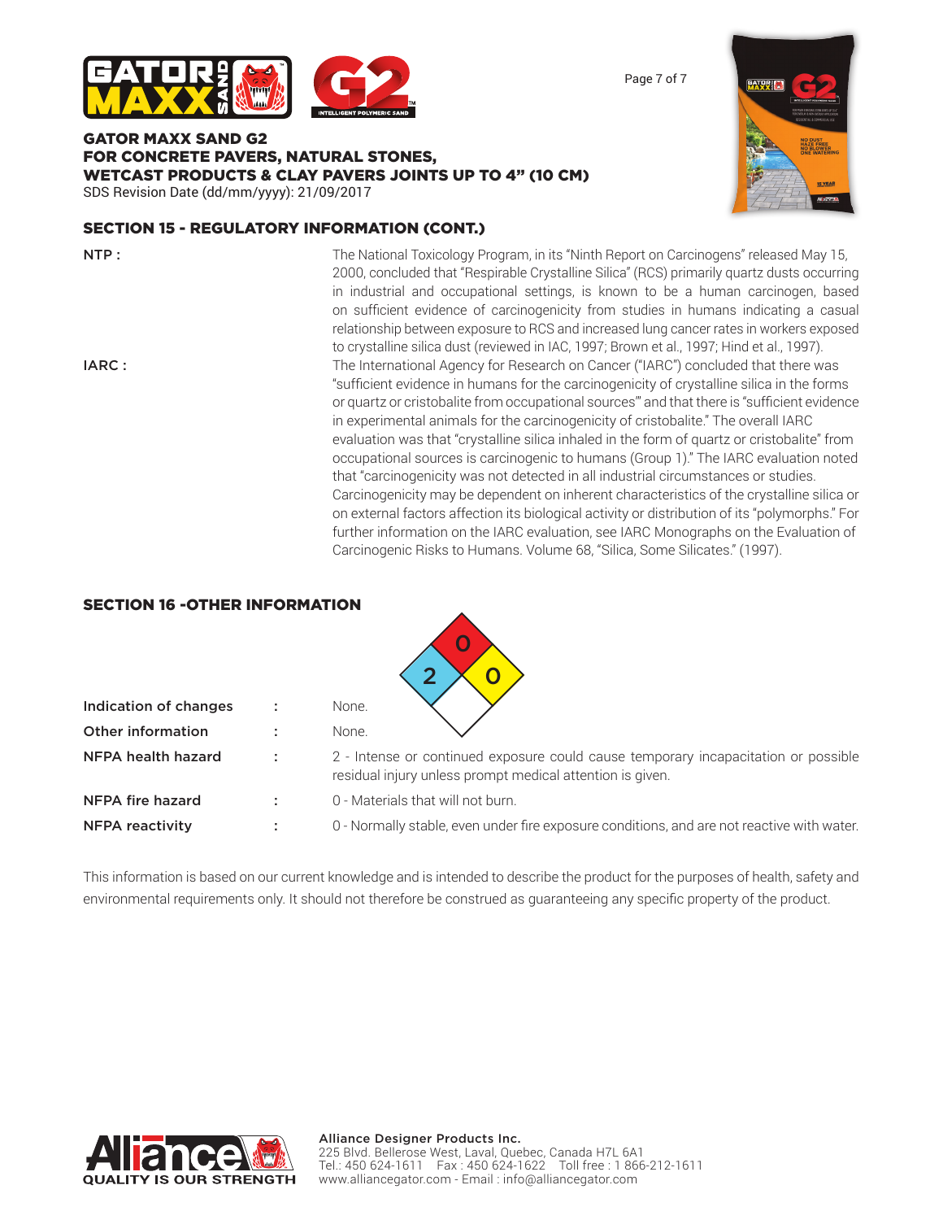## SECTION 15 - REGULATORY INFORMATION (CONT.)

**NTP :** The National Toxicology Program, in its "Ninth Report on Carcinogens" released May 15, 2000, concluded that "Respirable Crystalline Silica" (RCS) primarily quartz dusts occurring in industrial and occupational settings, is known to be a human carcinogen, based on sufficient evidence of carcinogenicity from studies in humans indicating a casual relationship between exposure to RCS and increased lung cancer rates in workers exposed to crystalline silica dust (reviewed in IAC, 1997; Brown et al., 1997; Hind et al., 1997).

**IARC :** The International Agency for Research on Cancer ("IARC") concluded that there was "sufficient evidence in humans for the carcinogenicity of crystalline silica in the forms or quartz or cristobalite from occupational sources"' and that there is "sufficient evidence in experimental animals for the carcinogenicity of cristobalite." The overall IARC evaluation was that "crystalline silica inhaled in the form of quartz or cristobalite" from occupational sources is carcinogenic to humans (Group 1)." The IARC evaluation noted that "carcinogenicity was not detected in all industrial circumstances or studies. Carcinogenicity may be dependent on inherent characteristics of the crystalline silica or on external factors affection its biological activity or distribution of its "polymorphs." For further information on the IARC evaluation, see IARC Monographs on the Evaluation of Carcinogenic Risks to Humans. Volume 68, "Silica, Some Silicates." (1997).

## SECTION 16 -OTHER INFORMATION

0
2 0

| | | |
|---|---|---|
| Indication of changes | : | None. |
| Other information | : | None. |
| NFPA health hazard | : | 2 - Intense or continued exposure could cause temporary incapacitation or possible residual injury unless prompt medical attention is given. |
| NFPA fire hazard | : | 0 - Materials that will not burn. |
| NFPA reactivity | : | 0 - Normally stable, even under fire exposure conditions, and are not reactive with water. |

This information is based on our current knowledge and is intended to describe the product for the purposes of health, safety and environmental requirements only. It should not therefore be construed as guaranteeing any specific property of the product.